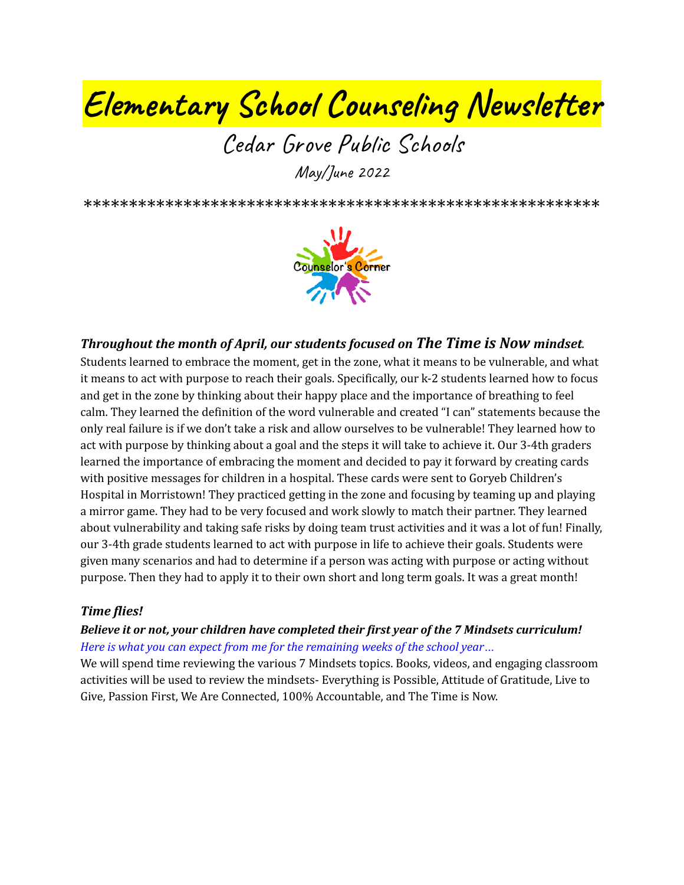# Elementary School Counseling Newsletter

## Cedar Grove Public Schools

### May/June 2022

\*\*\*\*\*\*\*\*\*\*\*\*\*\*\*\*\*\*\*\*\*\*\*\*\*\*\*\*\*\*\*\*\*\*\*\*\*\*\*\*\*\*\*\*\*\*\*\*\*\*\*\*\*\*\*\*

Counselor's Corner

***Throughout the month of April, our students focused on The Time is Now mindset.***

Students learned to embrace the moment, get in the zone, what it means to be vulnerable, and what it means to act with purpose to reach their goals. Specifically, our k-2 students learned how to focus and get in the zone by thinking about their happy place and the importance of breathing to feel calm. They learned the definition of the word vulnerable and created "I can" statements because the only real failure is if we don't take a risk and allow ourselves to be vulnerable! They learned how to act with purpose by thinking about a goal and the steps it will take to achieve it. Our 3-4th graders learned the importance of embracing the moment and decided to pay it forward by creating cards with positive messages for children in a hospital. These cards were sent to Goryeb Children's Hospital in Morristown! They practiced getting in the zone and focusing by teaming up and playing a mirror game. They had to be very focused and work slowly to match their partner. They learned about vulnerability and taking safe risks by doing team trust activities and it was a lot of fun! Finally, our 3-4th grade students learned to act with purpose in life to achieve their goals. Students were given many scenarios and had to determine if a person was acting with purpose or acting without purpose. Then they had to apply it to their own short and long term goals. It was a great month!

***Time flies!***

***Believe it or not, your children have completed their first year of the 7 Mindsets curriculum!***

*Here is what you can expect from me for the remaining weeks of the school year…*

We will spend time reviewing the various 7 Mindsets topics. Books, videos, and engaging classroom activities will be used to review the mindsets- Everything is Possible, Attitude of Gratitude, Live to Give, Passion First, We Are Connected, 100% Accountable, and The Time is Now.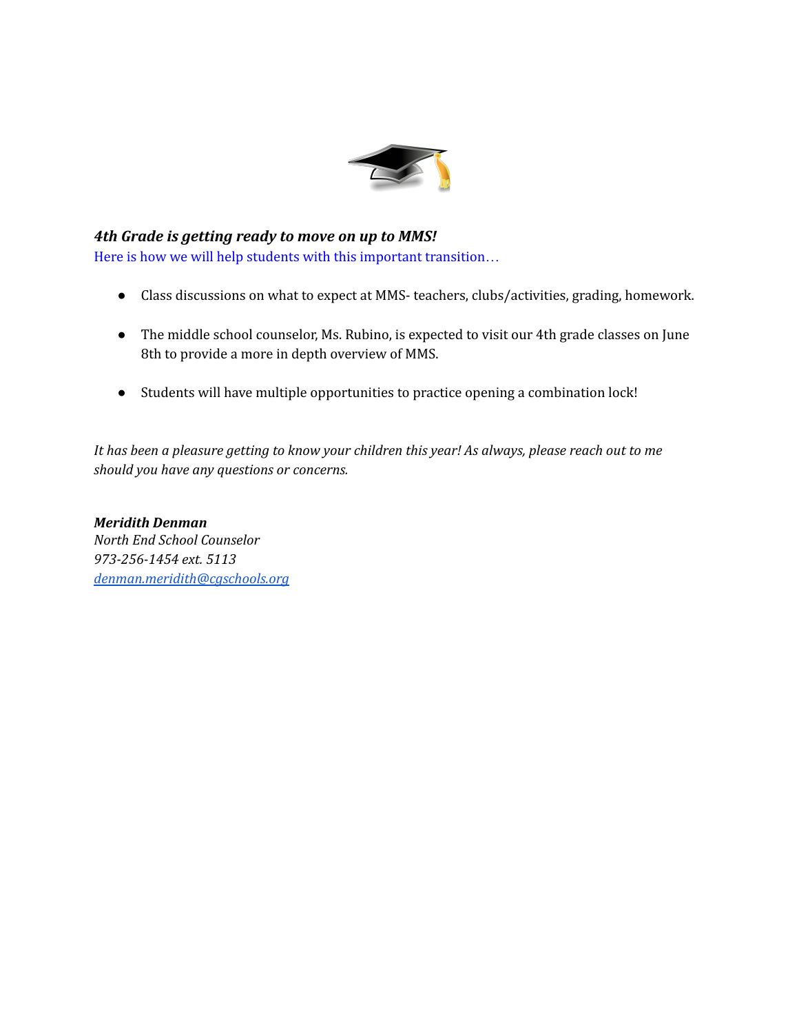***4th Grade is getting ready to move on up to MMS!***

Here is how we will help students with this important transition…

- Class discussions on what to expect at MMS- teachers, clubs/activities, grading, homework.
- The middle school counselor, Ms. Rubino, is expected to visit our 4th grade classes on June 8th to provide a more in depth overview of MMS.
- Students will have multiple opportunities to practice opening a combination lock!

*It has been a pleasure getting to know your children this year! As always, please reach out to me should you have any questions or concerns.*

***Meridith Denman***
*North End School Counselor*
*973-256-1454 ext. 5113*
*denman.meridith@cgschools.org*